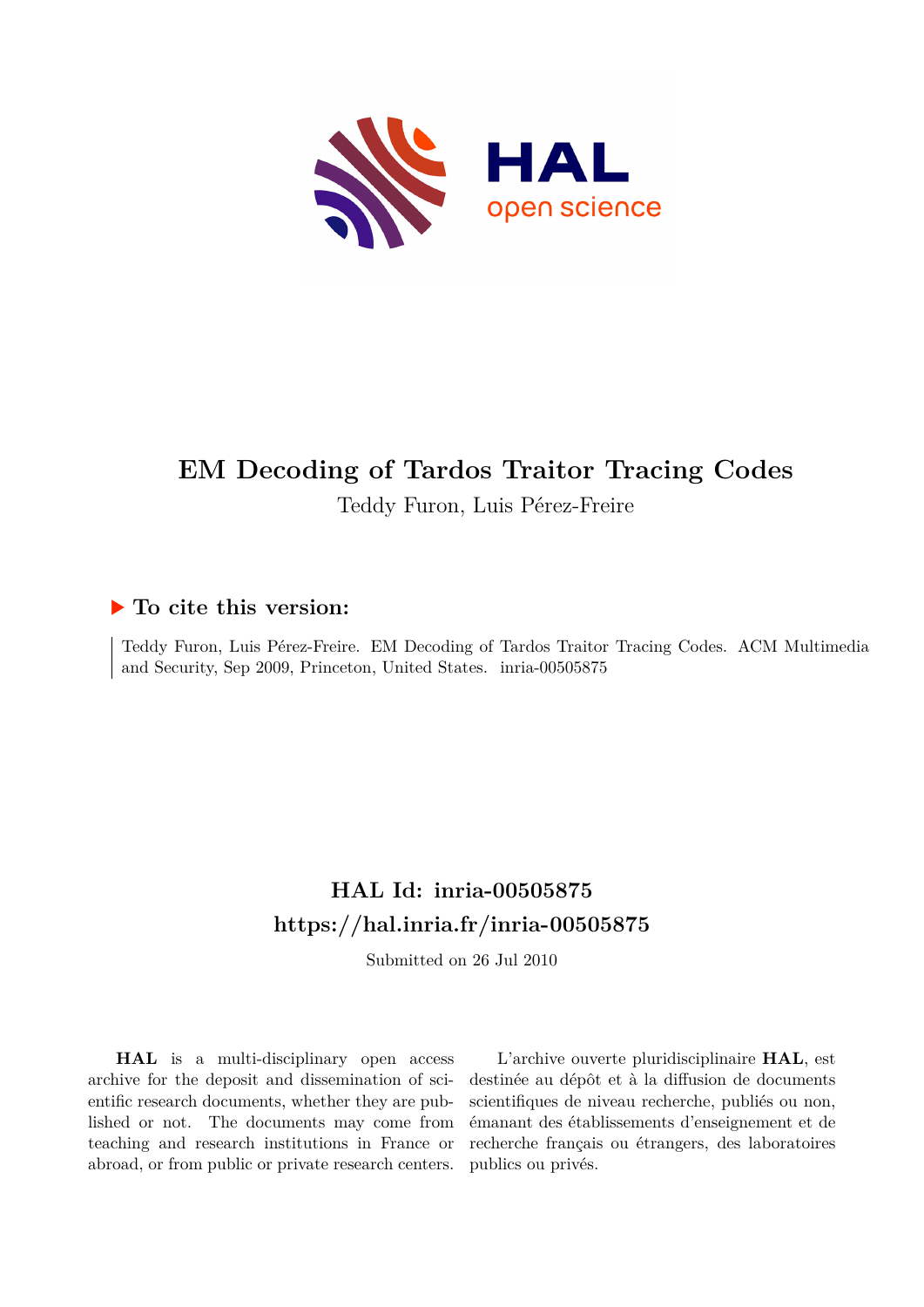# EM Decoding of Tardos Traitor Tracing Codes

Teddy Furon, Luis Pérez-Freire

## ▶ To cite this version:

Teddy Furon, Luis Pérez-Freire. EM Decoding of Tardos Traitor Tracing Codes. ACM Multimedia and Security, Sep 2009, Princeton, United States. inria-00505875

## HAL Id: inria-00505875
## https://hal.inria.fr/inria-00505875

Submitted on 26 Jul 2010

**HAL** is a multi-disciplinary open access archive for the deposit and dissemination of scientific research documents, whether they are published or not. The documents may come from teaching and research institutions in France or abroad, or from public or private research centers.

L'archive ouverte pluridisciplinaire **HAL**, est destinée au dépôt et à la diffusion de documents scientifiques de niveau recherche, publiés ou non, émanant des établissements d'enseignement et de recherche français ou étrangers, des laboratoires publics ou privés.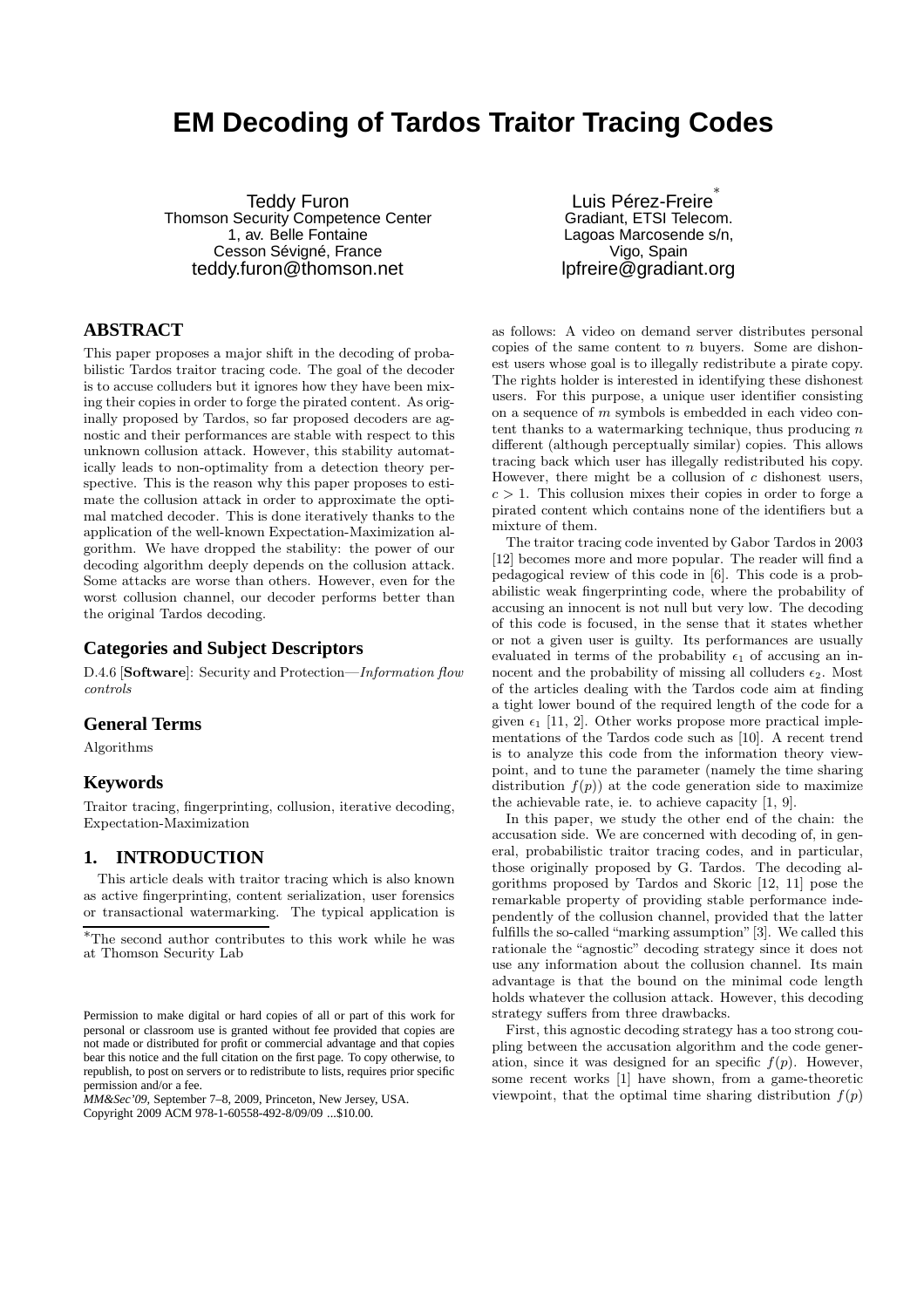# EM Decoding of Tardos Traitor Tracing Codes

Teddy Furon
Thomson Security Competence Center
1, av. Belle Fontaine
Cesson Sévigné, France
teddy.furon@thomson.net

Luis Pérez-Freire [*]
Gradiant, ETSI Telecom.
Lagoas Marcosende s/n,
Vigo, Spain
lpfreire@gradiant.org

## ABSTRACT

This paper proposes a major shift in the decoding of probabilistic Tardos traitor tracing code. The goal of the decoder is to accuse colluders but it ignores how they have been mixing their copies in order to forge the pirated content. As originally proposed by Tardos, so far proposed decoders are agnostic and their performances are stable with respect to this unknown collusion attack. However, this stability automatically leads to non-optimality from a detection theory perspective. This is the reason why this paper proposes to estimate the collusion attack in order to approximate the optimal matched decoder. This is done iteratively thanks to the application of the well-known Expectation-Maximization algorithm. We have dropped the stability: the power of our decoding algorithm deeply depends on the collusion attack. Some attacks are worse than others. However, even for the worst collusion channel, our decoder performs better than the original Tardos decoding.

## Categories and Subject Descriptors

D.4.6 [**Software**]: Security and Protection—*Information flow controls*

## General Terms

Algorithms

## Keywords

Traitor tracing, fingerprinting, collusion, iterative decoding, Expectation-Maximization

## 1. INTRODUCTION

This article deals with traitor tracing which is also known as active fingerprinting, content serialization, user forensics or transactional watermarking. The typical application is as follows: A video on demand server distributes personal copies of the same content to $n$ buyers. Some are dishonest users whose goal is to illegally redistribute a pirate copy. The rights holder is interested in identifying these dishonest users. For this purpose, a unique user identifier consisting on a sequence of $m$ symbols is embedded in each video content thanks to a watermarking technique, thus producing $n$ different (although perceptually similar) copies. This allows tracing back which user has illegally redistributed his copy. However, there might be a collusion of $c$ dishonest users, $c > 1$. This collusion mixes their copies in order to forge a pirated content which contains none of the identifiers but a mixture of them.

The traitor tracing code invented by Gabor Tardos in 2003 [12] becomes more and more popular. The reader will find a pedagogical review of this code in [6]. This code is a probabilistic weak fingerprinting code, where the probability of accusing an innocent is not null but very low. The decoding of this code is focused, in the sense that it states whether or not a given user is guilty. Its performances are usually evaluated in terms of the probability $\epsilon_1$ of accusing an innocent and the probability of missing all colluders $\epsilon_2$. Most of the articles dealing with the Tardos code aim at finding a tight lower bound of the required length of the code for a given $\epsilon_1$ [11, 2]. Other works propose more practical implementations of the Tardos code such as [10]. A recent trend is to analyze this code from the information theory viewpoint, and to tune the parameter (namely the time sharing distribution $f(p)$) at the code generation side to maximize the achievable rate, ie. to achieve capacity [1, 9].

In this paper, we study the other end of the chain: the accusation side. We are concerned with decoding of, in general, probabilistic traitor tracing codes, and in particular, those originally proposed by G. Tardos. The decoding algorithms proposed by Tardos and Skoric [12, 11] pose the remarkable property of providing stable performance independently of the so-called collusion channel, provided that the latter fulfills the so-called "marking assumption" [3]. We called this rationale the "agnostic" decoding strategy since it does not use any information about the collusion channel. Its main advantage is that the bound on the minimal code length holds whatever the collusion attack. However, this decoding strategy suffers from three drawbacks.

First, this agnostic decoding strategy has a too strong coupling between the accusation algorithm and the code generation, since it was designed for an specific $f(p)$. However, some recent works [1] have shown, from a game-theoretic viewpoint, that the optimal time sharing distribution $f(p)$

[*] The second author contributes to this work while he was at Thomson Security Lab

Permission to make digital or hard copies of all or part of this work for personal or classroom use is granted without fee provided that copies are not made or distributed for profit or commercial advantage and that copies bear this notice and the full citation on the first page. To copy otherwise, to republish, to post on servers or to redistribute to lists, requires prior specific permission and/or a fee.
*MM&Sec'09,* September 7–8, 2009, Princeton, New Jersey, USA.
Copyright 2009 ACM 978-1-60558-492-8/09/09 ...$10.00.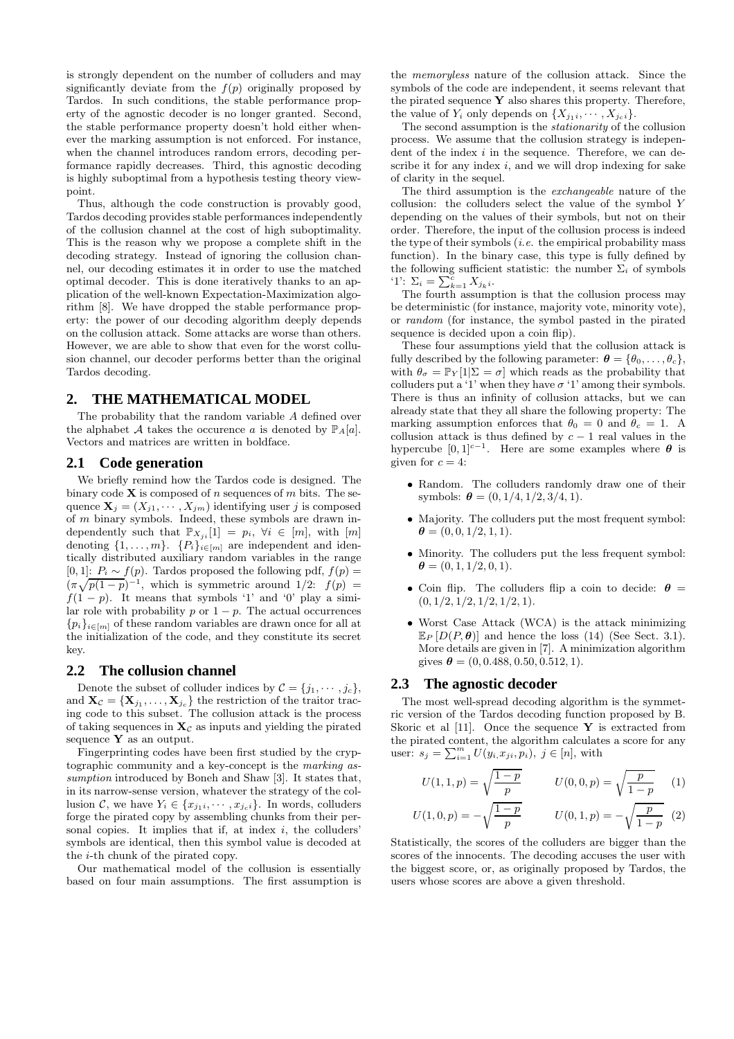is strongly dependent on the number of colluders and may significantly deviate from the $f(p)$ originally proposed by Tardos. In such conditions, the stable performance property of the agnostic decoder is no longer granted. Second, the stable performance property doesn't hold either whenever the marking assumption is not enforced. For instance, when the channel introduces random errors, decoding performance rapidly decreases. Third, this agnostic decoding is highly suboptimal from a hypothesis testing theory viewpoint.

Thus, although the code construction is provably good, Tardos decoding provides stable performances independently of the collusion channel at the cost of high suboptimality. This is the reason why we propose a complete shift in the decoding strategy. Instead of ignoring the collusion channel, our decoding estimates it in order to use the matched optimal decoder. This is done iteratively thanks to an application of the well-known Expectation-Maximization algorithm [8]. We have dropped the stable performance property: the power of our decoding algorithm deeply depends on the collusion attack. Some attacks are worse than others. However, we are able to show that even for the worst collusion channel, our decoder performs better than the original Tardos decoding.

## 2. THE MATHEMATICAL MODEL

The probability that the random variable $A$ defined over the alphabet $\mathcal{A}$ takes the occurence $a$ is denoted by $\mathbb{P}_A[a]$. Vectors and matrices are written in boldface.

### 2.1 Code generation

We briefly remind how the Tardos code is designed. The binary code $\mathbf{X}$ is composed of $n$ sequences of $m$ bits. The sequence $\mathbf{X}_j = (X_{j1}, \cdots, X_{jm})$ identifying user $j$ is composed of $m$ binary symbols. Indeed, these symbols are drawn independently such that $\mathbb{P}_{X_{ji}}[1] = p_i$, $\forall i \in [m]$, with $[m]$ denoting $\{1, \dots, m\}$. $\{P_i\}_{i \in [m]}$ are independent and identically distributed auxiliary random variables in the range $[0, 1]$: $P_i \sim f(p)$. Tardos proposed the following pdf, $f(p) = (\pi\sqrt{p(1-p)})^{-1}$, which is symmetric around 1/2: $f(p) = f(1-p)$. It means that symbols '1' and '0' play a similar role with probability $p$ or $1-p$. The actual occurrences $\{p_i\}_{i \in [m]}$ of these random variables are drawn once for all at the initialization of the code, and they constitute its secret key.

### 2.2 The collusion channel

Denote the subset of colluder indices by $\mathcal{C} = \{j_1, \cdots, j_c\}$, and $\mathbf{X}_\mathcal{C} = \{\mathbf{X}_{j_1}, \dots, \mathbf{X}_{j_c}\}$ the restriction of the traitor tracing code to this subset. The collusion attack is the process of taking sequences in $\mathbf{X}_\mathcal{C}$ as inputs and yielding the pirated sequence $\mathbf{Y}$ as an output.

Fingerprinting codes have been first studied by the cryptographic community and a key-concept is the *marking assumption* introduced by Boneh and Shaw [3]. It states that, in its narrow-sense version, whatever the strategy of the collusion $\mathcal{C}$, we have $Y_i \in \{x_{j_1 i}, \cdots, x_{j_c i}\}$. In words, colluders forge the pirated copy by assembling chunks from their personal copies. It implies that if, at index $i$, the colluders' symbols are identical, then this symbol value is decoded at the $i$-th chunk of the pirated copy.

Our mathematical model of the collusion is essentially based on four main assumptions. The first assumption is the *memoryless* nature of the collusion attack. Since the symbols of the code are independent, it seems relevant that the pirated sequence $\mathbf{Y}$ also shares this property. Therefore, the value of $Y_i$ only depends on $\{X_{j_1 i}, \cdots, X_{j_c i}\}$.

The second assumption is the *stationarity* of the collusion process. We assume that the collusion strategy is independent of the index $i$ in the sequence. Therefore, we can describe it for any index $i$, and we will drop indexing for sake of clarity in the sequel.

The third assumption is the *exchangeable* nature of the collusion: the colluders select the value of the symbol $Y$ depending on the values of their symbols, but not on their order. Therefore, the input of the collusion process is indeed the type of their symbols (*i.e.* the empirical probability mass function). In the binary case, this type is fully defined by the following sufficient statistic: the number $\Sigma_i$ of symbols '1': $\Sigma_i = \sum_{k=1}^{c} X_{j_k i}$.

The fourth assumption is that the collusion process may be deterministic (for instance, majority vote, minority vote), or *random* (for instance, the symbol pasted in the pirated sequence is decided upon a coin flip).

These four assumptions yield that the collusion attack is fully described by the following parameter: $\boldsymbol{\theta} = \{\theta_0, \dots, \theta_c\}$, with $\theta_\sigma = \mathbb{P}_Y[1|\Sigma = \sigma]$ which reads as the probability that colluders put a '1' when they have $\sigma$ '1' among their symbols. There is thus an infinity of collusion attacks, but we can already state that they all share the following property: The marking assumption enforces that $\theta_0 = 0$ and $\theta_c = 1$. A collusion attack is thus defined by $c-1$ real values in the hypercube $[0, 1]^{c-1}$. Here are some examples where $\boldsymbol{\theta}$ is given for $c = 4$:

- Random. The colluders randomly draw one of their symbols: $\boldsymbol{\theta} = (0, 1/4, 1/2, 3/4, 1)$.
- Majority. The colluders put the most frequent symbol: $\boldsymbol{\theta} = (0, 0, 1/2, 1, 1)$.
- Minority. The colluders put the less frequent symbol: $\boldsymbol{\theta} = (0, 1, 1/2, 0, 1)$.
- Coin flip. The colluders flip a coin to decide: $\boldsymbol{\theta} = (0, 1/2, 1/2, 1/2, 1/2, 1)$.
- Worst Case Attack (WCA) is the attack minimizing $\mathbb{E}_P[D(P, \boldsymbol{\theta})]$ and hence the loss (14) (See Sect. 3.1). More details are given in [7]. A minimization algorithm gives $\boldsymbol{\theta} = (0, 0.488, 0.50, 0.512, 1)$.

### 2.3 The agnostic decoder

The most well-spread decoding algorithm is the symmetric version of the Tardos decoding function proposed by B. Skoric et al [11]. Once the sequence $\mathbf{Y}$ is extracted from the pirated content, the algorithm calculates a score for any user: $s_j = \sum_{i=1}^{m} U(y_i, x_{ji}, p_i)$, $j \in [n]$, with

$$U(1,1,p) = \sqrt{\frac{1-p}{p}} \qquad U(0,0,p) = \sqrt{\frac{p}{1-p}} \quad (1)$$

$$U(1,0,p) = -\sqrt{\frac{1-p}{p}} \qquad U(0,1,p) = -\sqrt{\frac{p}{1-p}} \quad (2)$$

Statistically, the scores of the colluders are bigger than the scores of the innocents. The decoding accuses the user with the biggest score, or, as originally proposed by Tardos, the users whose scores are above a given threshold.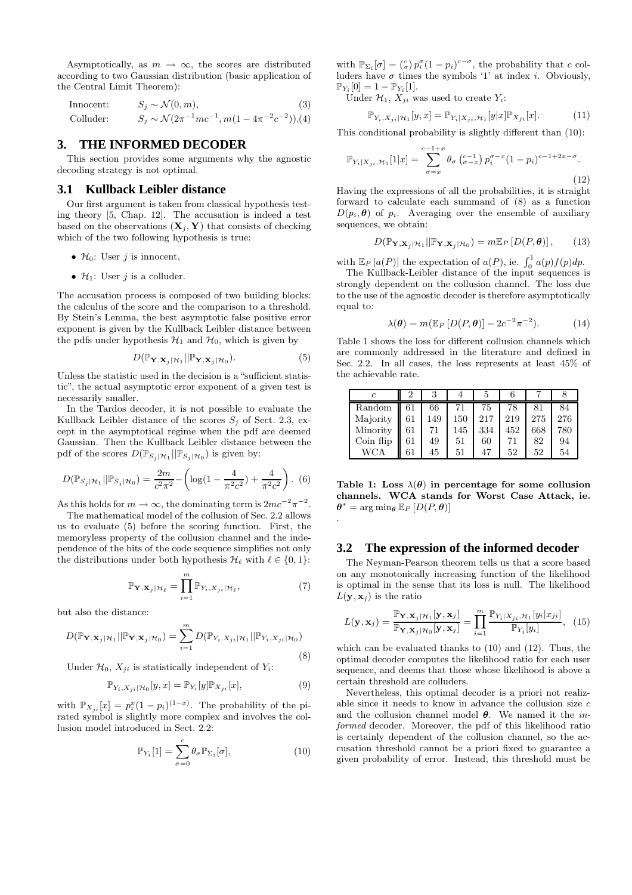Asymptotically, as $m \to \infty$, the scores are distributed according to two Gaussian distribution (basic application of the Central Limit Theorem):

$$\text{Innocent:} \quad S_j \sim \mathcal{N}(0, m), \tag{3}$$

$$\text{Colluder:} \quad S_j \sim \mathcal{N}(2\pi^{-1}mc^{-1}, m(1-4\pi^{-2}c^{-2})). \tag{4}$$

## 3. THE INFORMED DECODER

This section provides some arguments why the agnostic decoding strategy is not optimal.

### 3.1 Kullback Leibler distance

Our first argument is taken from classical hypothesis testing theory [5, Chap. 12]. The accusation is indeed a test based on the observations $(\mathbf{X}_j, \mathbf{Y})$ that consists of checking which of the two following hypothesis is true:

- $\mathcal{H}_0$: User $j$ is innocent,
- $\mathcal{H}_1$: User $j$ is a colluder.

The accusation process is composed of two building blocks: the calculus of the score and the comparison to a threshold. By Stein's Lemma, the best asymptotic false positive error exponent is given by the Kullback Leibler distance between the pdfs under hypothesis $\mathcal{H}_1$ and $\mathcal{H}_0$, which is given by

$$D(\mathbb{P}_{\mathbf{Y},\mathbf{X}_j|\mathcal{H}_1}||\mathbb{P}_{\mathbf{Y},\mathbf{X}_j|\mathcal{H}_0}). \tag{5}$$

Unless the statistic used in the decision is a "sufficient statistic", the actual asymptotic error exponent of a given test is necessarily smaller.

In the Tardos decoder, it is not possible to evaluate the Kullback Leibler distance of the scores $S_j$ of Sect. 2.3, except in the asymptotical regime when the pdf are deemed Gaussian. Then the Kullback Leibler distance between the pdf of the scores $D(\mathbb{P}_{S_j|\mathcal{H}_1}||\mathbb{P}_{S_j|\mathcal{H}_0})$ is given by:

$$D(\mathbb{P}_{S_j|\mathcal{H}_1}||\mathbb{P}_{S_j|\mathcal{H}_0}) = \frac{2m}{c^2\pi^2} - \left(\log(1-\frac{4}{\pi^2c^2}) + \frac{4}{\pi^2c^2}\right). \tag{6}$$

As this holds for $m \to \infty$, the dominating term is $2mc^{-2}\pi^{-2}$.

The mathematical model of the collusion of Sec. 2.2 allows us to evaluate (5) before the scoring function. First, the memoryless property of the collusion channel and the independence of the bits of the code sequence simplifies not only the distributions under both hypothesis $\mathcal{H}_\ell$ with $\ell \in \{0,1\}$:

$$\mathbb{P}_{\mathbf{Y},\mathbf{X}_j|\mathcal{H}_\ell} = \prod_{i=1}^{m} \mathbb{P}_{Y_i,X_{ji}|\mathcal{H}_\ell}, \tag{7}$$

but also the distance:

$$D(\mathbb{P}_{\mathbf{Y},\mathbf{X}_j|\mathcal{H}_1}||\mathbb{P}_{\mathbf{Y},\mathbf{X}_j|\mathcal{H}_0}) = \sum_{i=1}^{m} D(\mathbb{P}_{Y_i,X_{ji}|\mathcal{H}_1}||\mathbb{P}_{Y_i,X_{ji}|\mathcal{H}_0}) \tag{8}$$

Under $\mathcal{H}_0$, $X_{ji}$ is statistically independent of $Y_i$:

$$\mathbb{P}_{Y_i,X_{ji}|\mathcal{H}_0}[y,x] = \mathbb{P}_{Y_i}[y]\mathbb{P}_{X_{ji}}[x], \tag{9}$$

with $\mathbb{P}_{X_{ji}}[x] = p_i^x(1-p_i)^{(1-x)}$. The probability of the pirated symbol is slightly more complex and involves the collusion model introduced in Sect. 2.2:

$$\mathbb{P}_{Y_i}[1] = \sum_{\sigma=0}^{c} \theta_\sigma \mathbb{P}_{\Sigma_i}[\sigma], \tag{10}$$

with $\mathbb{P}_{\Sigma_i}[\sigma] = \binom{c}{\sigma} p_i^\sigma (1-p_i)^{c-\sigma}$, the probability that $c$ colluders have $\sigma$ times the symbols '1' at index $i$. Obviously, $\mathbb{P}_{Y_i}[0] = 1 - \mathbb{P}_{Y_i}[1]$.

Under $\mathcal{H}_1$, $X_{ji}$ was used to create $Y_i$:

$$\mathbb{P}_{Y_i,X_{ji}|\mathcal{H}_1}[y,x] = \mathbb{P}_{Y_i|X_{ji},\mathcal{H}_1}[y|x]\mathbb{P}_{X_{ji}}[x]. \tag{11}$$

This conditional probability is slightly different than (10):

$$\mathbb{P}_{Y_i|X_{ji},\mathcal{H}_1}[1|x] = \sum_{\sigma=x}^{c-1+x} \theta_\sigma \binom{c-1}{\sigma-x} p_i^{\sigma-x}(1-p_i)^{c-1+2x-\sigma}. \tag{12}$$

Having the expressions of all the probabilities, it is straight forward to calculate each summand of (8) as a function $D(p_i, \boldsymbol{\theta})$ of $p_i$. Averaging over the ensemble of auxiliary sequences, we obtain:

$$D(\mathbb{P}_{\mathbf{Y},\mathbf{X}_j|\mathcal{H}_1}||\mathbb{P}_{\mathbf{Y},\mathbf{X}_j|\mathcal{H}_0}) = m\mathbb{E}_P\left[D(P,\boldsymbol{\theta})\right], \tag{13}$$

with $\mathbb{E}_P[a(P)]$ the expectation of $a(P)$, ie. $\int_0^1 a(p)f(p)dp$.

The Kullback-Leibler distance of the input sequences is strongly dependent on the collusion channel. The loss due to the use of the agnostic decoder is therefore asymptotically equal to:

$$\lambda(\boldsymbol{\theta}) = m(\mathbb{E}_P\left[D(P,\boldsymbol{\theta})\right] - 2c^{-2}\pi^{-2}). \tag{14}$$

Table 1 shows the loss for different collusion channels which are commonly addressed in the literature and defined in Sec. 2.2. In all cases, the loss represents at least 45% of the achievable rate.

| $c$ | 2 | 3 | 4 | 5 | 6 | 7 | 8 |
|---|---|---|---|---|---|---|---|
| Random | 61 | 66 | 71 | 75 | 78 | 81 | 84 |
| Majority | 61 | 149 | 150 | 217 | 219 | 275 | 276 |
| Minority | 61 | 71 | 145 | 334 | 452 | 668 | 780 |
| Coin flip | 61 | 49 | 51 | 60 | 71 | 82 | 94 |
| WCA | 61 | 45 | 51 | 47 | 52 | 52 | 54 |

**Table 1: Loss $\lambda(\boldsymbol{\theta})$ in percentage for some collusion channels. WCA stands for Worst Case Attack, ie. $\boldsymbol{\theta}^* = \arg\min_{\boldsymbol{\theta}} \mathbb{E}_P\left[D(P,\boldsymbol{\theta})\right]$**

### 3.2 The expression of the informed decoder

The Neyman-Pearson theorem tells us that a score based on any monotonically increasing function of the likelihood is optimal in the sense that its loss is null. The likelihood $L(\mathbf{y}, \mathbf{x}_j)$ is the ratio

$$L(\mathbf{y},\mathbf{x}_j) = \frac{\mathbb{P}_{\mathbf{Y},\mathbf{X}_j|\mathcal{H}_1}[\mathbf{y},\mathbf{x}_j]}{\mathbb{P}_{\mathbf{Y},\mathbf{X}_j|\mathcal{H}_0}[\mathbf{y},\mathbf{x}_j]} = \prod_{i=1}^{m} \frac{\mathbb{P}_{Y_i|X_{ji},\mathcal{H}_1}[y_i|x_{ji}]}{\mathbb{P}_{Y_i}[y_i]}, \tag{15}$$

which can be evaluated thanks to (10) and (12). Thus, the optimal decoder computes the likelihood ratio for each user sequence, and deems that those whose likelihood is above a certain threshold are colluders.

Nevertheless, this optimal decoder is a priori not realizable since it needs to know in advance the collusion size $c$ and the collusion channel model $\boldsymbol{\theta}$. We named it the *informed* decoder. Moreover, the pdf of this likelihood ratio is certainly dependent of the collusion channel, so the accusation threshold cannot be a priori fixed to guarantee a given probability of error. Instead, this threshold must be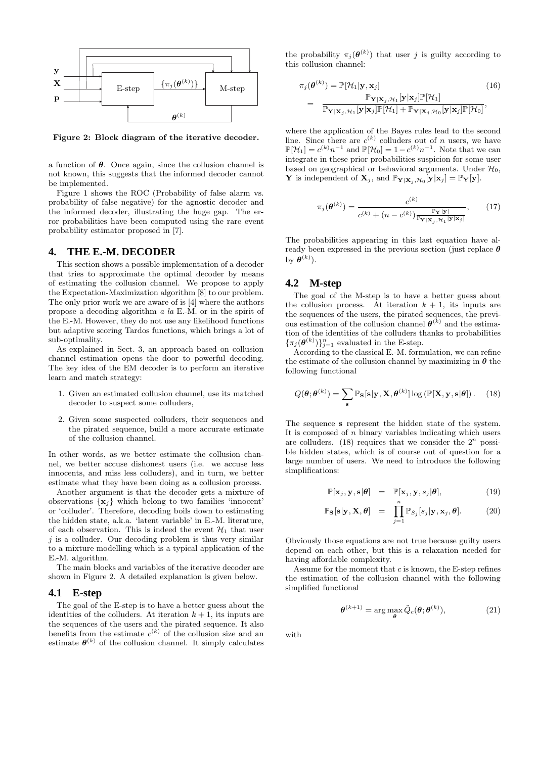y

X

p

E-step

$\{\pi_j(\boldsymbol{\theta}^{(k)})\}$

M-step

$\boldsymbol{\theta}^{(k)}$

**Figure 2: Block diagram of the iterative decoder.**

a function of $\boldsymbol{\theta}$. Once again, since the collusion channel is not known, this suggests that the informed decoder cannot be implemented.

Figure 1 shows the ROC (Probability of false alarm vs. probability of false negative) for the agnostic decoder and the informed decoder, illustrating the huge gap. The error probabilities have been computed using the rare event probability estimator proposed in [7].

# 4. THE E.-M. DECODER

This section shows a possible implementation of a decoder that tries to approximate the optimal decoder by means of estimating the collusion channel. We propose to apply the Expectation-Maximization algorithm [8] to our problem. The only prior work we are aware of is [4] where the authors propose a decoding algorithm *a la* E.-M. or in the spirit of the E.-M. However, they do not use any likelihood functions but adaptive scoring Tardos functions, which brings a lot of sub-optimality.

As explained in Sect. 3, an approach based on collusion channel estimation opens the door to powerful decoding. The key idea of the EM decoder is to perform an iterative learn and match strategy:

1. Given an estimated collusion channel, use its matched decoder to suspect some colluders,
2. Given some suspected colluders, their sequences and the pirated sequence, build a more accurate estimate of the collusion channel.

In other words, as we better estimate the collusion channel, we better accuse dishonest users (i.e. we accuse less innocents, and miss less colluders), and in turn, we better estimate what they have been doing as a collusion process.

Another argument is that the decoder gets a mixture of observations $\{\mathbf{x}_j\}$ which belong to two families 'innocent' or 'colluder'. Therefore, decoding boils down to estimating the hidden state, a.k.a. 'latent variable' in E.-M. literature, of each observation. This is indeed the event $\mathcal{H}_1$ that user $j$ is a colluder. Our decoding problem is thus very similar to a mixture modelling which is a typical application of the E.-M. algorithm.

The main blocks and variables of the iterative decoder are shown in Figure 2. A detailed explanation is given below.

## 4.1 E-step

The goal of the E-step is to have a better guess about the identities of the colluders. At iteration $k+1$, its inputs are the sequences of the users and the pirated sequence. It also benefits from the estimate $c^{(k)}$ of the collusion size and an estimate $\boldsymbol{\theta}^{(k)}$ of the collusion channel. It simply calculates the probability $\pi_j(\boldsymbol{\theta}^{(k)})$ that user $j$ is guilty according to this collusion channel:

$$\begin{aligned}\pi_j(\boldsymbol{\theta}^{(k)}) &= \mathbb{P}[\mathcal{H}_1|\mathbf{y},\mathbf{x}_j] \qquad (16)\\ &= \frac{\mathbb{P}_{\mathbf{Y}|\mathbf{X}_j,\mathcal{H}_1}[\mathbf{y}|\mathbf{x}_j]\mathbb{P}[\mathcal{H}_1]}{\mathbb{P}_{\mathbf{Y}|\mathbf{X}_j,\mathcal{H}_1}[\mathbf{y}|\mathbf{x}_j]\mathbb{P}[\mathcal{H}_1]+\mathbb{P}_{\mathbf{Y}|\mathbf{X}_j,\mathcal{H}_0}[\mathbf{y}|\mathbf{x}_j]\mathbb{P}[\mathcal{H}_0]},\end{aligned}$$

where the application of the Bayes rules lead to the second line. Since there are $c^{(k)}$ colluders out of $n$ users, we have $\mathbb{P}[\mathcal{H}_1] = c^{(k)}n^{-1}$ and $\mathbb{P}[\mathcal{H}_0] = 1 - c^{(k)}n^{-1}$. Note that we can integrate in these prior probabilities suspicion for some user based on geographical or behavioral arguments. Under $\mathcal{H}_0$, $\mathbf{Y}$ is independent of $\mathbf{X}_j$, and $\mathbb{P}_{\mathbf{Y}|\mathbf{X}_j,\mathcal{H}_0}[\mathbf{y}|\mathbf{x}_j] = \mathbb{P}_{\mathbf{Y}}[\mathbf{y}]$.

$$\pi_j(\boldsymbol{\theta}^{(k)}) = \frac{c^{(k)}}{c^{(k)} + (n - c^{(k)})\frac{\mathbb{P}_{\mathbf{Y}}[\mathbf{y}]}{\mathbb{P}_{\mathbf{Y}|\mathbf{X}_j,\mathcal{H}_1}[\mathbf{y}|\mathbf{x}_j]}}, \qquad (17)$$

The probabilities appearing in this last equation have already been expressed in the previous section (just replace $\boldsymbol{\theta}$ by $\boldsymbol{\theta}^{(k)}$).

## 4.2 M-step

The goal of the M-step is to have a better guess about the collusion process. At iteration $k+1$, its inputs are the sequences of the users, the pirated sequences, the previous estimation of the collusion channel $\boldsymbol{\theta}^{(k)}$ and the estimation of the identities of the colluders thanks to probabilities $\{\pi_j(\boldsymbol{\theta}^{(k)})\}_{j=1}^n$ evaluated in the E-step.

According to the classical E.-M. formulation, we can refine the estimate of the collusion channel by maximizing in $\boldsymbol{\theta}$ the following functional

$$Q(\boldsymbol{\theta};\boldsymbol{\theta}^{(k)}) = \sum_{\mathbf{s}} \mathbb{P}_{\mathbf{S}}[\mathbf{s}|\mathbf{y},\mathbf{X},\boldsymbol{\theta}^{(k)}] \log\left(\mathbb{P}[\mathbf{X},\mathbf{y},\mathbf{s}|\boldsymbol{\theta}]\right). \qquad (18)$$

The sequence $\mathbf{s}$ represent the hidden state of the system. It is composed of $n$ binary variables indicating which users are colluders. (18) requires that we consider the $2^n$ possible hidden states, which is of course out of question for a large number of users. We need to introduce the following simplifications:

$$\begin{aligned}\mathbb{P}[\mathbf{x}_j,\mathbf{y},\mathbf{s}|\boldsymbol{\theta}] &= \mathbb{P}[\mathbf{x}_j,\mathbf{y},s_j|\boldsymbol{\theta}], \qquad (19)\\ \mathbb{P}_{\mathbf{S}}[\mathbf{s}|\mathbf{y},\mathbf{X},\boldsymbol{\theta}] &= \prod_{j=1}^{n}\mathbb{P}_{S_j}[s_j|\mathbf{y},\mathbf{x}_j,\boldsymbol{\theta}]. \qquad (20)\end{aligned}$$

Obviously those equations are not true because guilty users depend on each other, but this is a relaxation needed for having affordable complexity.

Assume for the moment that $c$ is known, the E-step refines the estimation of the collusion channel with the following simplified functional

$$\boldsymbol{\theta}^{(k+1)} = \arg\max_{\boldsymbol{\theta}} \tilde{Q}_c(\boldsymbol{\theta};\boldsymbol{\theta}^{(k)}), \qquad (21)$$

with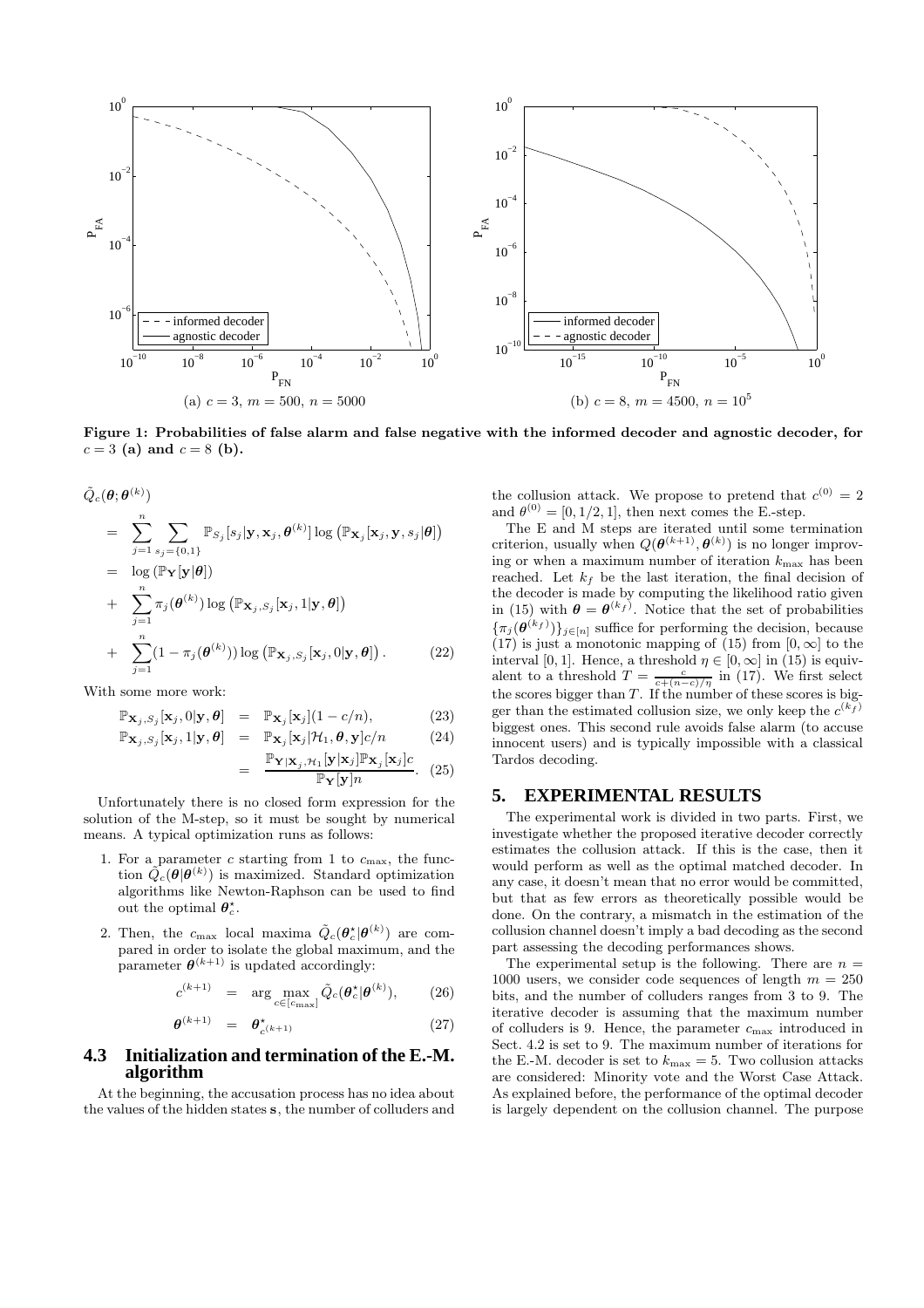$10^0$
$10^{-2}$
$10^{-4}$
$10^{-6}$
$P_{FA}$
$10^{-10}$ $10^{-8}$ $10^{-6}$ $10^{-4}$ $10^{-2}$ $10^0$
$P_{FN}$
informed decoder
agnostic decoder
(a) $c = 3$, $m = 500$, $n = 5000$

$10^0$
$10^{-2}$
$10^{-4}$
$10^{-6}$
$10^{-8}$
$10^{-10}$
$P_{FA}$
$10^{-15}$ $10^{-10}$ $10^{-5}$ $10^0$
$P_{FN}$
informed decoder
agnostic decoder
(b) $c = 8$, $m = 4500$, $n = 10^5$

**Figure 1: Probabilities of false alarm and false negative with the informed decoder and agnostic decoder, for $c = 3$ (a) and $c = 8$ (b).**

$$
\begin{aligned}
&\tilde{Q}_c(\boldsymbol{\theta};\boldsymbol{\theta}^{(k)}) \\
&= \sum_{j=1}^{n}\sum_{s_j=\{0,1\}} \mathbb{P}_{S_j}[s_j|\mathbf{y},\mathbf{x}_j,\boldsymbol{\theta}^{(k)}]\log\left(\mathbb{P}_{\mathbf{X}_j}[\mathbf{x}_j,\mathbf{y},s_j|\boldsymbol{\theta}]\right) \\
&= \log\left(\mathbb{P}_{\mathbf{Y}}[\mathbf{y}|\boldsymbol{\theta}]\right) \\
&+ \sum_{j=1}^{n}\pi_j(\boldsymbol{\theta}^{(k)})\log\left(\mathbb{P}_{\mathbf{X}_j,S_j}[\mathbf{x}_j,1|\mathbf{y},\boldsymbol{\theta}]\right) \\
&+ \sum_{j=1}^{n}(1-\pi_j(\boldsymbol{\theta}^{(k)}))\log\left(\mathbb{P}_{\mathbf{X}_j,S_j}[\mathbf{x}_j,0|\mathbf{y},\boldsymbol{\theta}]\right). \quad (22)
\end{aligned}
$$

With some more work:

$$\mathbb{P}_{\mathbf{X}_j,S_j}[\mathbf{x}_j,0|\mathbf{y},\boldsymbol{\theta}] = \mathbb{P}_{\mathbf{X}_j}[\mathbf{x}_j](1-c/n), \quad (23)$$

$$\mathbb{P}_{\mathbf{X}_j,S_j}[\mathbf{x}_j,1|\mathbf{y},\boldsymbol{\theta}] = \mathbb{P}_{\mathbf{X}_j}[\mathbf{x}_j|\mathcal{H}_1,\boldsymbol{\theta},\mathbf{y}]c/n \quad (24)$$

$$= \frac{\mathbb{P}_{\mathbf{Y}|\mathbf{X}_j,\mathcal{H}_1}[\mathbf{y}|\mathbf{x}_j]\mathbb{P}_{\mathbf{X}_j}[\mathbf{x}_j]c}{\mathbb{P}_{\mathbf{Y}}[\mathbf{y}]n}. \quad (25)$$

Unfortunately there is no closed form expression for the solution of the M-step, so it must be sought by numerical means. A typical optimization runs as follows:

1. For a parameter $c$ starting from 1 to $c_{\max}$, the function $\tilde{Q}_c(\boldsymbol{\theta}|\boldsymbol{\theta}^{(k)})$ is maximized. Standard optimization algorithms like Newton-Raphson can be used to find out the optimal $\boldsymbol{\theta}^\star_c$.
2. Then, the $c_{\max}$ local maxima $\tilde{Q}_c(\boldsymbol{\theta}^\star_c|\boldsymbol{\theta}^{(k)})$ are compared in order to isolate the global maximum, and the parameter $\boldsymbol{\theta}^{(k+1)}$ is updated accordingly:

$$c^{(k+1)} = \arg\max_{c\in[c_{\max}]} \tilde{Q}_c(\boldsymbol{\theta}^\star_c|\boldsymbol{\theta}^{(k)}), \quad (26)$$

$$\boldsymbol{\theta}^{(k+1)} = \boldsymbol{\theta}^\star_{c^{(k+1)}} \quad (27)$$

### 4.3 Initialization and termination of the E.-M. algorithm

At the beginning, the accusation process has no idea about the values of the hidden states $\mathbf{s}$, the number of colluders and the collusion attack. We propose to pretend that $c^{(0)} = 2$ and $\theta^{(0)} = [0, 1/2, 1]$, then next comes the E.-step.

The E and M steps are iterated until some termination criterion, usually when $Q(\boldsymbol{\theta}^{(k+1)}, \boldsymbol{\theta}^{(k)})$ is no longer improving or when a maximum number of iteration $k_{\max}$ has been reached. Let $k_f$ be the last iteration, the final decision of the decoder is made by computing the likelihood ratio given in (15) with $\boldsymbol{\theta} = \boldsymbol{\theta}^{(k_f)}$. Notice that the set of probabilities $\{\pi_j(\boldsymbol{\theta}^{(k_f)})\}_{j\in[n]}$ suffice for performing the decision, because (17) is just a monotonic mapping of (15) from $[0,\infty]$ to the interval $[0,1]$. Hence, a threshold $\eta \in [0,\infty]$ in (15) is equivalent to a threshold $T = \frac{c}{c+(n-c)/\eta}$ in (17). We first select the scores bigger than $T$. If the number of these scores is bigger than the estimated collusion size, we only keep the $c^{(k_f)}$ biggest ones. This second rule avoids false alarm (to accuse innocent users) and is typically impossible with a classical Tardos decoding.

## 5. EXPERIMENTAL RESULTS

The experimental work is divided in two parts. First, we investigate whether the proposed iterative decoder correctly estimates the collusion attack. If this is the case, then it would perform as well as the optimal matched decoder. In any case, it doesn't mean that no error would be committed, but that as few errors as theoretically possible would be done. On the contrary, a mismatch in the estimation of the collusion channel doesn't imply a bad decoding as the second part assessing the decoding performances shows.

The experimental setup is the following. There are $n = 1000$ users, we consider code sequences of length $m = 250$ bits, and the number of colluders ranges from 3 to 9. The iterative decoder is assuming that the maximum number of colluders is 9. Hence, the parameter $c_{\max}$ introduced in Sect. 4.2 is set to 9. The maximum number of iterations for the E.-M. decoder is set to $k_{\max} = 5$. Two collusion attacks are considered: Minority vote and the Worst Case Attack. As explained before, the performance of the optimal decoder is largely dependent on the collusion channel. The purpose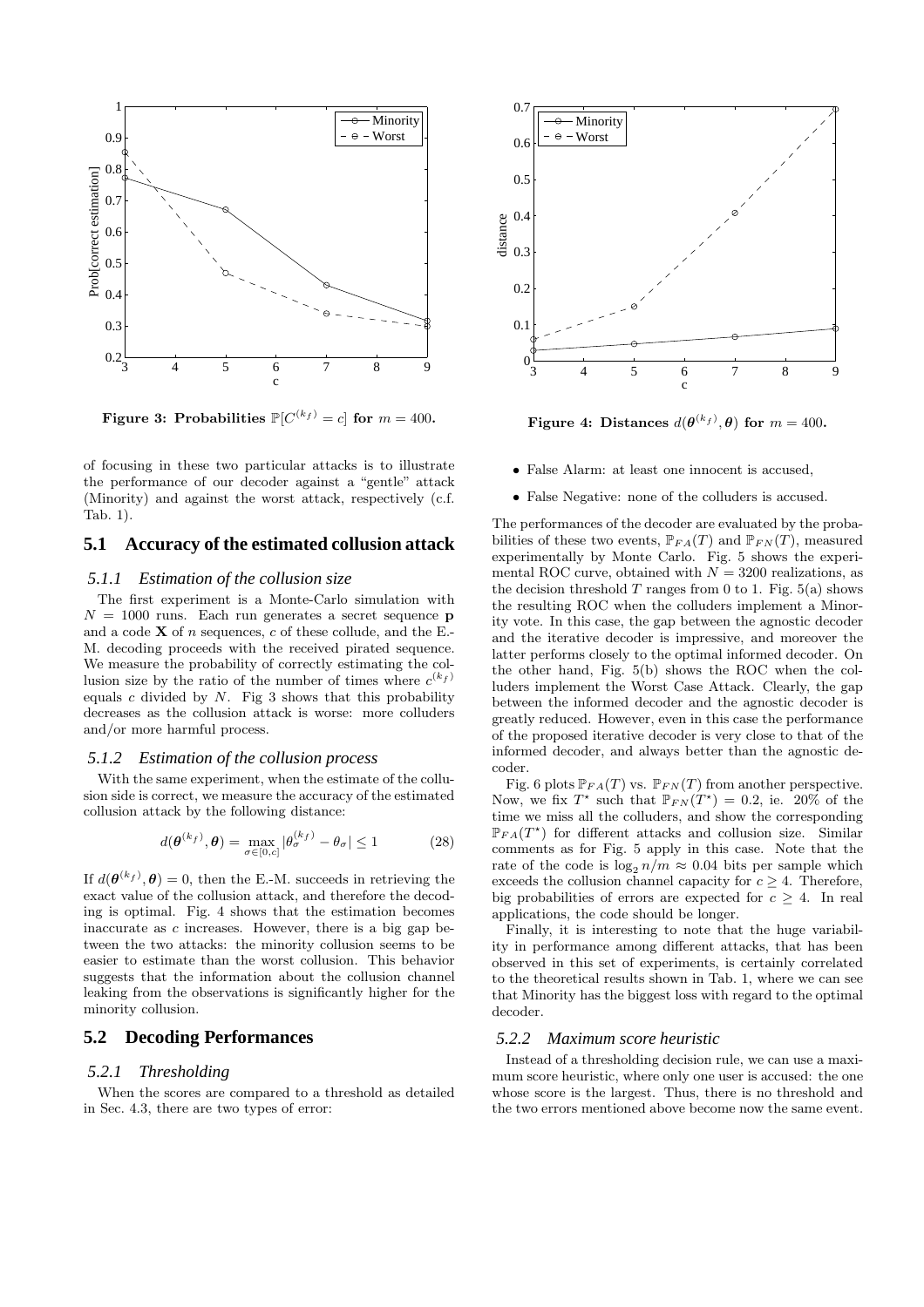1

0.9

0.8

0.7

0.6

0.5

0.4

0.3

0.2

3 4 5 6 7 8 9

c

Prob[correct estimation]

Minority

Worst

**Figure 3: Probabilities $\mathbb{P}[C^{(k_f)} = c]$ for $m = 400$.**

0.7

0.6

0.5

0.4

0.3

0.2

0.1

0

3 4 5 6 7 8 9

c

distance

Minority

Worst

**Figure 4: Distances $d(\boldsymbol{\theta}^{(k_f)}, \boldsymbol{\theta})$ for $m = 400$.**

of focusing in these two particular attacks is to illustrate the performance of our decoder against a "gentle" attack (Minority) and against the worst attack, respectively (c.f. Tab. 1).

## 5.1 Accuracy of the estimated collusion attack

### 5.1.1 Estimation of the collusion size

The first experiment is a Monte-Carlo simulation with $N = 1000$ runs. Each run generates a secret sequence $\mathbf{p}$ and a code $\mathbf{X}$ of $n$ sequences, $c$ of these collude, and the E.-M. decoding proceeds with the received pirated sequence. We measure the probability of correctly estimating the collusion size by the ratio of the number of times where $c^{(k_f)}$ equals $c$ divided by $N$. Fig 3 shows that this probability decreases as the collusion attack is worse: more colluders and/or more harmful process.

### 5.1.2 Estimation of the collusion process

With the same experiment, when the estimate of the collusion side is correct, we measure the accuracy of the estimated collusion attack by the following distance:

$$d(\boldsymbol{\theta}^{(k_f)}, \boldsymbol{\theta}) = \max_{\sigma \in [0,c]} |\theta_\sigma^{(k_f)} - \theta_\sigma| \leq 1 \qquad (28)$$

If $d(\boldsymbol{\theta}^{(k_f)}, \boldsymbol{\theta}) = 0$, then the E.-M. succeeds in retrieving the exact value of the collusion attack, and therefore the decoding is optimal. Fig. 4 shows that the estimation becomes inaccurate as $c$ increases. However, there is a big gap between the two attacks: the minority collusion seems to be easier to estimate than the worst collusion. This behavior suggests that the information about the collusion channel leaking from the observations is significantly higher for the minority collusion.

## 5.2 Decoding Performances

### 5.2.1 Thresholding

When the scores are compared to a threshold as detailed in Sec. 4.3, there are two types of error:

- False Alarm: at least one innocent is accused,
- False Negative: none of the colluders is accused.

The performances of the decoder are evaluated by the probabilities of these two events, $\mathbb{P}_{FA}(T)$ and $\mathbb{P}_{FN}(T)$, measured experimentally by Monte Carlo. Fig. 5 shows the experimental ROC curve, obtained with $N = 3200$ realizations, as the decision threshold $T$ ranges from 0 to 1. Fig. 5(a) shows the resulting ROC when the colluders implement a Minority vote. In this case, the gap between the agnostic decoder and the iterative decoder is impressive, and moreover the latter performs closely to the optimal informed decoder. On the other hand, Fig. 5(b) shows the ROC when the colluders implement the Worst Case Attack. Clearly, the gap between the informed decoder and the agnostic decoder is greatly reduced. However, even in this case the performance of the proposed iterative decoder is very close to that of the informed decoder, and always better than the agnostic decoder.

Fig. 6 plots $\mathbb{P}_{FA}(T)$ vs. $\mathbb{P}_{FN}(T)$ from another perspective. Now, we fix $T^\star$ such that $\mathbb{P}_{FN}(T^\star) = 0.2$, ie. 20% of the time we miss all the colluders, and show the corresponding $\mathbb{P}_{FA}(T^\star)$ for different attacks and collusion size. Similar comments as for Fig. 5 apply in this case. Note that the rate of the code is $\log_2 n/m \approx 0.04$ bits per sample which exceeds the collusion channel capacity for $c \geq 4$. Therefore, big probabilities of errors are expected for $c \geq 4$. In real applications, the code should be longer.

Finally, it is interesting to note that the huge variability in performance among different attacks, that has been observed in this set of experiments, is certainly correlated to the theoretical results shown in Tab. 1, where we can see that Minority has the biggest loss with regard to the optimal decoder.

### 5.2.2 Maximum score heuristic

Instead of a thresholding decision rule, we can use a maximum score heuristic, where only one user is accused: the one whose score is the largest. Thus, there is no threshold and the two errors mentioned above become now the same event.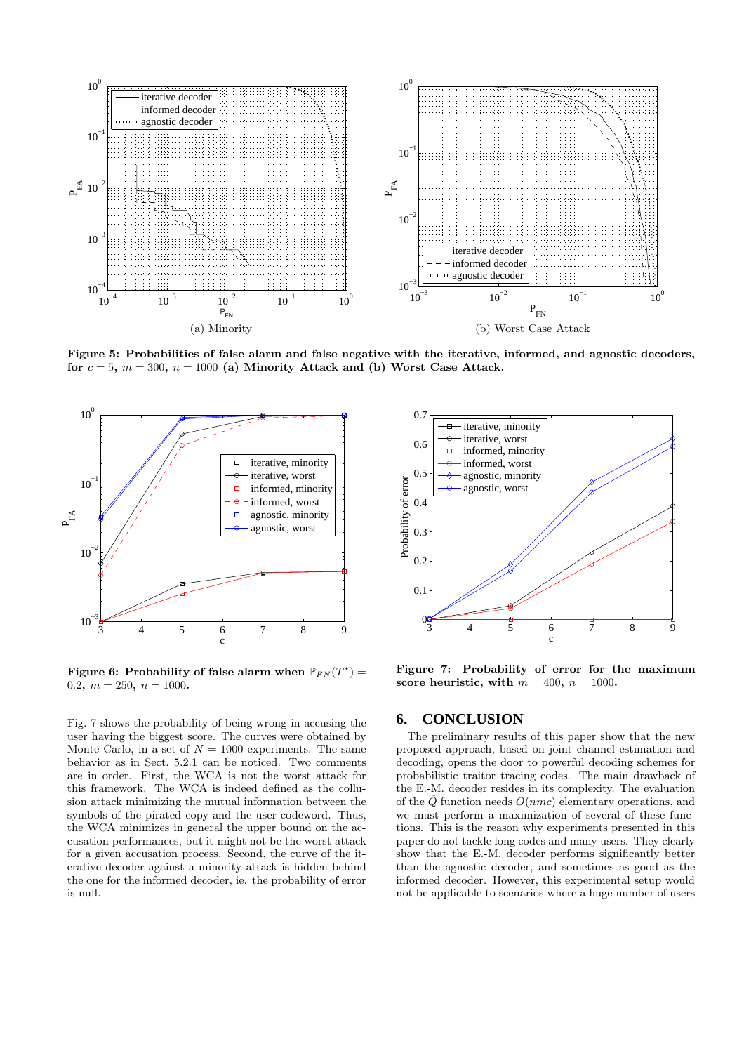10^0
10^-1
10^-2
10^-3
10^-4
P_FA
10^-4 10^-3 10^-2 10^-1 10^0
P_FN
iterative decoder
informed decoder
agnostic decoder

(a) Minority

10^0
10^-1
10^-2
10^-3
P_FA
10^-3 10^-2 10^-1 10^0
P_FN
iterative decoder
informed decoder
agnostic decoder

(b) Worst Case Attack

**Figure 5: Probabilities of false alarm and false negative with the iterative, informed, and agnostic decoders, for $c = 5$, $m = 300$, $n = 1000$ (a) Minority Attack and (b) Worst Case Attack.**

10^0
10^-1
10^-2
10^-3
P_FA
3 4 5 6 7 8 9
c
iterative, minority
iterative, worst
informed, minority
informed, worst
agnostic, minority
agnostic, worst

**Figure 6: Probability of false alarm when $\mathbb{P}_{FN}(T^{\star}) = 0.2$, $m = 250$, $n = 1000$.**

0.7
0.6
0.5
0.4
0.3
0.2
0.1
0
Probability of error
3 4 5 6 7 8 9
c
iterative, minority
iterative, worst
informed, minority
informed, worst
agnostic, minority
agnostic, worst

**Figure 7: Probability of error for the maximum score heuristic, with $m = 400$, $n = 1000$.**

Fig. 7 shows the probability of being wrong in accusing the user having the biggest score. The curves were obtained by Monte Carlo, in a set of $N = 1000$ experiments. The same behavior as in Sect. 5.2.1 can be noticed. Two comments are in order. First, the WCA is not the worst attack for this framework. The WCA is indeed defined as the collusion attack minimizing the mutual information between the symbols of the pirated copy and the user codeword. Thus, the WCA minimizes in general the upper bound on the accusation performances, but it might not be the worst attack for a given accusation process. Second, the curve of the iterative decoder against a minority attack is hidden behind the one for the informed decoder, ie. the probability of error is null.

## 6. CONCLUSION

The preliminary results of this paper show that the new proposed approach, based on joint channel estimation and decoding, opens the door to powerful decoding schemes for probabilistic traitor tracing codes. The main drawback of the E.-M. decoder resides in its complexity. The evaluation of the $\tilde{Q}$ function needs $O(nmc)$ elementary operations, and we must perform a maximization of several of these functions. This is the reason why experiments presented in this paper do not tackle long codes and many users. They clearly show that the E.-M. decoder performs significantly better than the agnostic decoder, and sometimes as good as the informed decoder. However, this experimental setup would not be applicable to scenarios where a huge number of users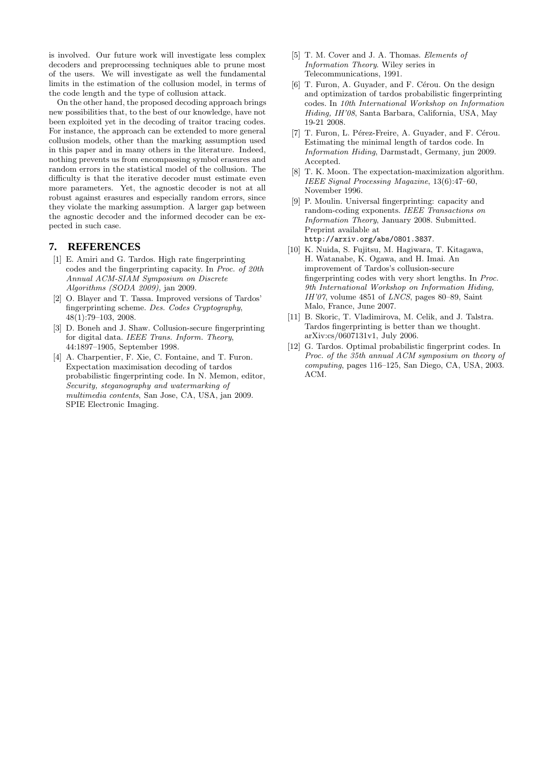is involved. Our future work will investigate less complex decoders and preprocessing techniques able to prune most of the users. We will investigate as well the fundamental limits in the estimation of the collusion model, in terms of the code length and the type of collusion attack.

On the other hand, the proposed decoding approach brings new possibilities that, to the best of our knowledge, have not been exploited yet in the decoding of traitor tracing codes. For instance, the approach can be extended to more general collusion models, other than the marking assumption used in this paper and in many others in the literature. Indeed, nothing prevents us from encompassing symbol erasures and random errors in the statistical model of the collusion. The difficulty is that the iterative decoder must estimate even more parameters. Yet, the agnostic decoder is not at all robust against erasures and especially random errors, since they violate the marking assumption. A larger gap between the agnostic decoder and the informed decoder can be expected in such case.

# 7. REFERENCES

[1] E. Amiri and G. Tardos. High rate fingerprinting codes and the fingerprinting capacity. In *Proc. of 20th Annual ACM-SIAM Symposium on Discrete Algorithms (SODA 2009)*, jan 2009.

[2] O. Blayer and T. Tassa. Improved versions of Tardos' fingerprinting scheme. *Des. Codes Cryptography*, 48(1):79–103, 2008.

[3] D. Boneh and J. Shaw. Collusion-secure fingerprinting for digital data. *IEEE Trans. Inform. Theory*, 44:1897–1905, September 1998.

[4] A. Charpentier, F. Xie, C. Fontaine, and T. Furon. Expectation maximisation decoding of tardos probabilistic fingerprinting code. In N. Memon, editor, *Security, steganography and watermarking of multimedia contents*, San Jose, CA, USA, jan 2009. SPIE Electronic Imaging.

[5] T. M. Cover and J. A. Thomas. *Elements of Information Theory*. Wiley series in Telecommunications, 1991.

[6] T. Furon, A. Guyader, and F. Cérou. On the design and optimization of tardos probabilistic fingerprinting codes. In *10th International Workshop on Information Hiding, IH'08*, Santa Barbara, California, USA, May 19-21 2008.

[7] T. Furon, L. Pérez-Freire, A. Guyader, and F. Cérou. Estimating the minimal length of tardos code. In *Information Hiding*, Darmstadt, Germany, jun 2009. Accepted.

[8] T. K. Moon. The expectation-maximization algorithm. *IEEE Signal Processing Magazine*, 13(6):47–60, November 1996.

[9] P. Moulin. Universal fingerprinting: capacity and random-coding exponents. *IEEE Transactions on Information Theory*, January 2008. Submitted. Preprint available at http://arxiv.org/abs/0801.3837.

[10] K. Nuida, S. Fujitsu, M. Hagiwara, T. Kitagawa, H. Watanabe, K. Ogawa, and H. Imai. An improvement of Tardos's collusion-secure fingerprinting codes with very short lengths. In *Proc. 9th International Workshop on Information Hiding, IH'07*, volume 4851 of *LNCS*, pages 80–89, Saint Malo, France, June 2007.

[11] B. Skoric, T. Vladimirova, M. Celik, and J. Talstra. Tardos fingerprinting is better than we thought. arXiv:cs/0607131v1, July 2006.

[12] G. Tardos. Optimal probabilistic fingerprint codes. In *Proc. of the 35th annual ACM symposium on theory of computing*, pages 116–125, San Diego, CA, USA, 2003. ACM.